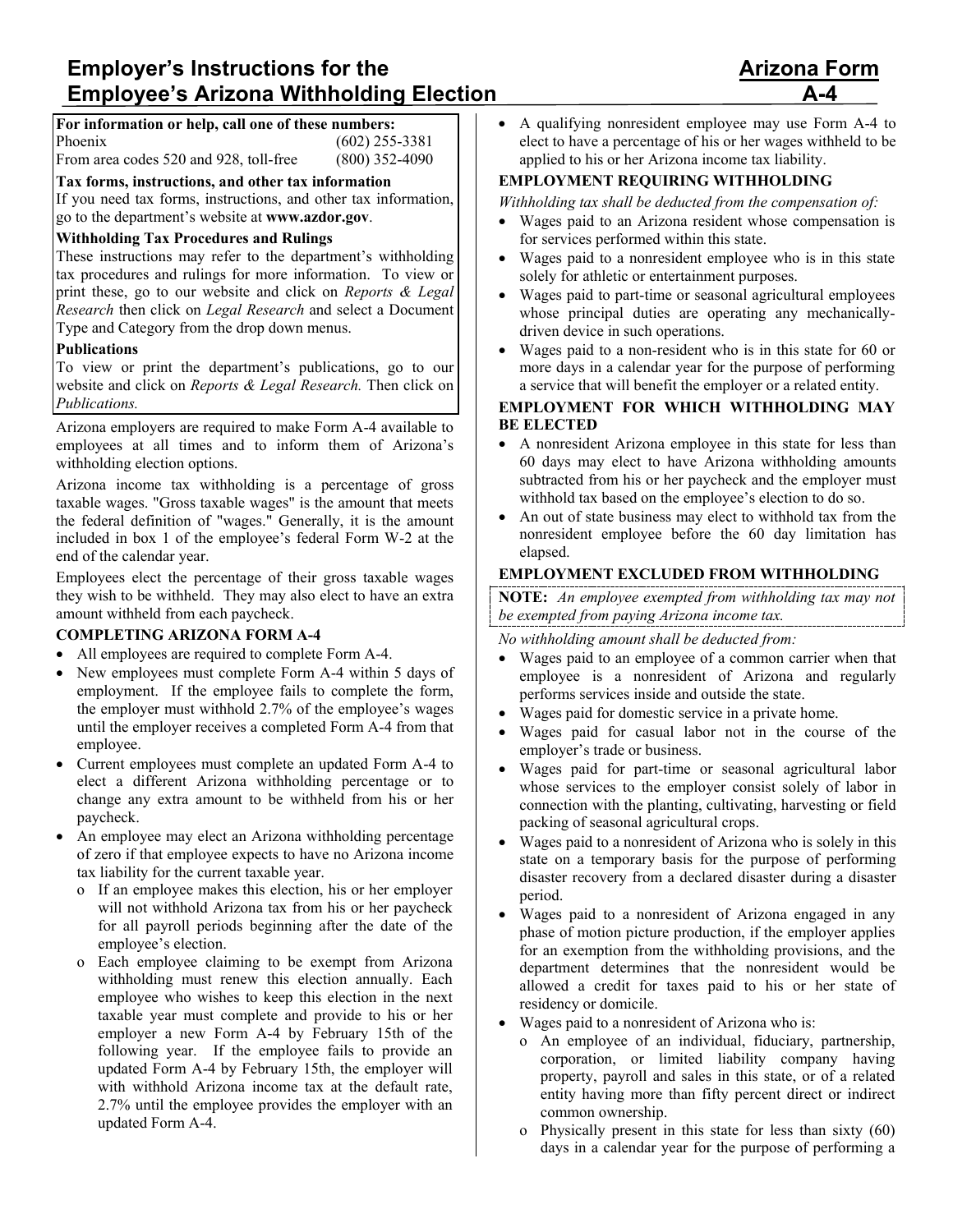# Employer's Instructions for the Employee's Arizona Withholding Election

# Arizona Form A-4

**For information or help, call one of these numbers:**

| | |
|---|---|
| Phoenix | (602) 255-3381 |
| From area codes 520 and 928, toll-free | (800) 352-4090 |

**Tax forms, instructions, and other tax information**

If you need tax forms, instructions, and other tax information, go to the department's website at **www.azdor.gov**.

**Withholding Tax Procedures and Rulings**

These instructions may refer to the department's withholding tax procedures and rulings for more information. To view or print these, go to our website and click on *Reports & Legal Research* then click on *Legal Research* and select a Document Type and Category from the drop down menus.

**Publications**

To view or print the department's publications, go to our website and click on *Reports & Legal Research.* Then click on *Publications.*

Arizona employers are required to make Form A-4 available to employees at all times and to inform them of Arizona's withholding election options.

Arizona income tax withholding is a percentage of gross taxable wages. "Gross taxable wages" is the amount that meets the federal definition of "wages." Generally, it is the amount included in box 1 of the employee's federal Form W-2 at the end of the calendar year.

Employees elect the percentage of their gross taxable wages they wish to be withheld. They may also elect to have an extra amount withheld from each paycheck.

### COMPLETING ARIZONA FORM A-4

- All employees are required to complete Form A-4.
- New employees must complete Form A-4 within 5 days of employment. If the employee fails to complete the form, the employer must withhold 2.7% of the employee's wages until the employer receives a completed Form A-4 from that employee.
- Current employees must complete an updated Form A-4 to elect a different Arizona withholding percentage or to change any extra amount to be withheld from his or her paycheck.
- An employee may elect an Arizona withholding percentage of zero if that employee expects to have no Arizona income tax liability for the current taxable year.
  - If an employee makes this election, his or her employer will not withhold Arizona tax from his or her paycheck for all payroll periods beginning after the date of the employee's election.
  - Each employee claiming to be exempt from Arizona withholding must renew this election annually. Each employee who wishes to keep this election in the next taxable year must complete and provide to his or her employer a new Form A-4 by February 15th of the following year. If the employee fails to provide an updated Form A-4 by February 15th, the employer will with withhold Arizona income tax at the default rate, 2.7% until the employee provides the employer with an updated Form A-4.
- A qualifying nonresident employee may use Form A-4 to elect to have a percentage of his or her wages withheld to be applied to his or her Arizona income tax liability.

### EMPLOYMENT REQUIRING WITHHOLDING

*Withholding tax shall be deducted from the compensation of:*

- Wages paid to an Arizona resident whose compensation is for services performed within this state.
- Wages paid to a nonresident employee who is in this state solely for athletic or entertainment purposes.
- Wages paid to part-time or seasonal agricultural employees whose principal duties are operating any mechanically-driven device in such operations.
- Wages paid to a non-resident who is in this state for 60 or more days in a calendar year for the purpose of performing a service that will benefit the employer or a related entity.

### EMPLOYMENT FOR WHICH WITHHOLDING MAY BE ELECTED

- A nonresident Arizona employee in this state for less than 60 days may elect to have Arizona withholding amounts subtracted from his or her paycheck and the employer must withhold tax based on the employee's election to do so.
- An out of state business may elect to withhold tax from the nonresident employee before the 60 day limitation has elapsed.

### EMPLOYMENT EXCLUDED FROM WITHHOLDING

**NOTE:** *An employee exempted from withholding tax may not be exempted from paying Arizona income tax.*

*No withholding amount shall be deducted from:*

- Wages paid to an employee of a common carrier when that employee is a nonresident of Arizona and regularly performs services inside and outside the state.
- Wages paid for domestic service in a private home.
- Wages paid for casual labor not in the course of the employer's trade or business.
- Wages paid for part-time or seasonal agricultural labor whose services to the employer consist solely of labor in connection with the planting, cultivating, harvesting or field packing of seasonal agricultural crops.
- Wages paid to a nonresident of Arizona who is solely in this state on a temporary basis for the purpose of performing disaster recovery from a declared disaster during a disaster period.
- Wages paid to a nonresident of Arizona engaged in any phase of motion picture production, if the employer applies for an exemption from the withholding provisions, and the department determines that the nonresident would be allowed a credit for taxes paid to his or her state of residency or domicile.
- Wages paid to a nonresident of Arizona who is:
  - An employee of an individual, fiduciary, partnership, corporation, or limited liability company having property, payroll and sales in this state, or of a related entity having more than fifty percent direct or indirect common ownership.
  - Physically present in this state for less than sixty (60) days in a calendar year for the purpose of performing a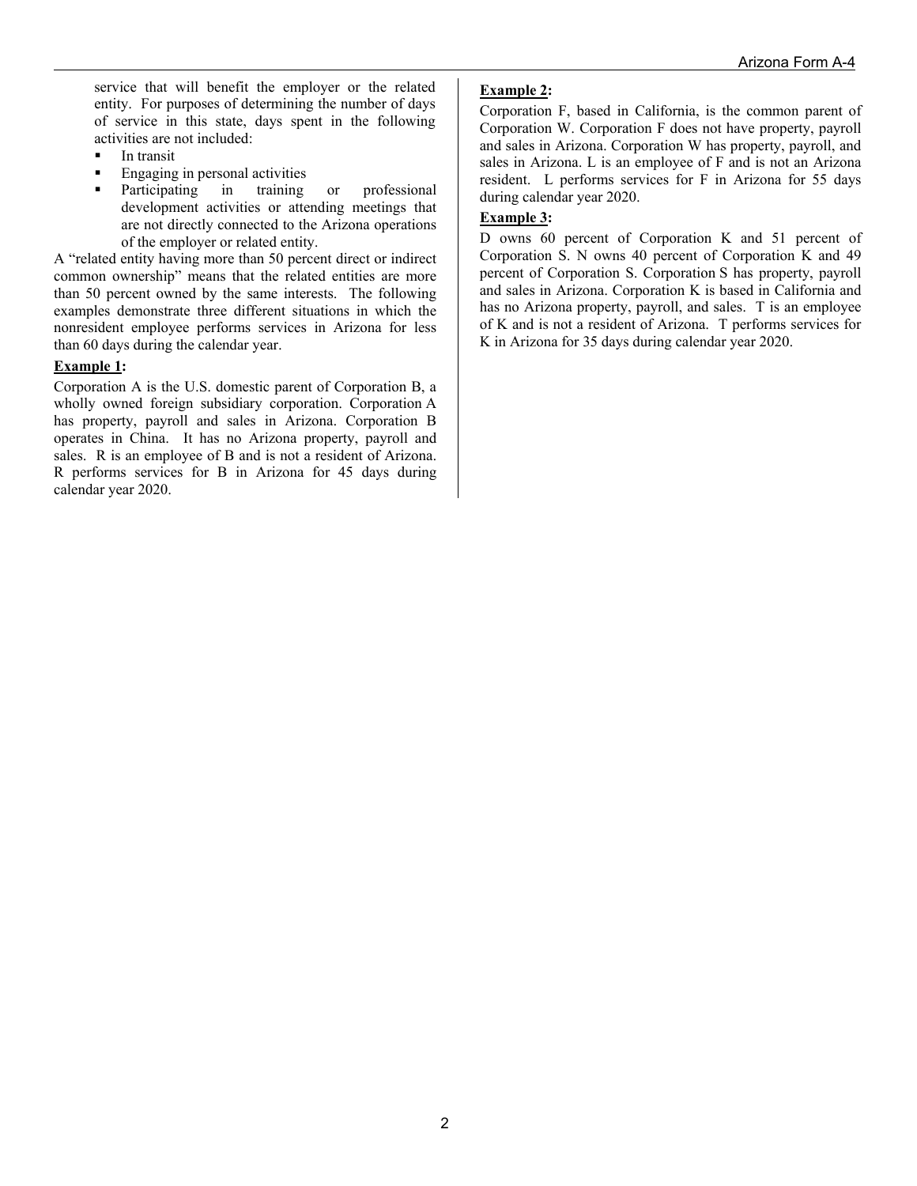service that will benefit the employer or the related entity. For purposes of determining the number of days of service in this state, days spent in the following activities are not included:

- In transit
- Engaging in personal activities
- Participating in training or professional development activities or attending meetings that are not directly connected to the Arizona operations of the employer or related entity.

A "related entity having more than 50 percent direct or indirect common ownership" means that the related entities are more than 50 percent owned by the same interests. The following examples demonstrate three different situations in which the nonresident employee performs services in Arizona for less than 60 days during the calendar year.

**Example 1:**

Corporation A is the U.S. domestic parent of Corporation B, a wholly owned foreign subsidiary corporation. Corporation A has property, payroll and sales in Arizona. Corporation B operates in China. It has no Arizona property, payroll and sales. R is an employee of B and is not a resident of Arizona. R performs services for B in Arizona for 45 days during calendar year 2020.

**Example 2:**

Corporation F, based in California, is the common parent of Corporation W. Corporation F does not have property, payroll and sales in Arizona. Corporation W has property, payroll, and sales in Arizona. L is an employee of F and is not an Arizona resident. L performs services for F in Arizona for 55 days during calendar year 2020.

**Example 3:**

D owns 60 percent of Corporation K and 51 percent of Corporation S. N owns 40 percent of Corporation K and 49 percent of Corporation S. Corporation S has property, payroll and sales in Arizona. Corporation K is based in California and has no Arizona property, payroll, and sales. T is an employee of K and is not a resident of Arizona. T performs services for K in Arizona for 35 days during calendar year 2020.